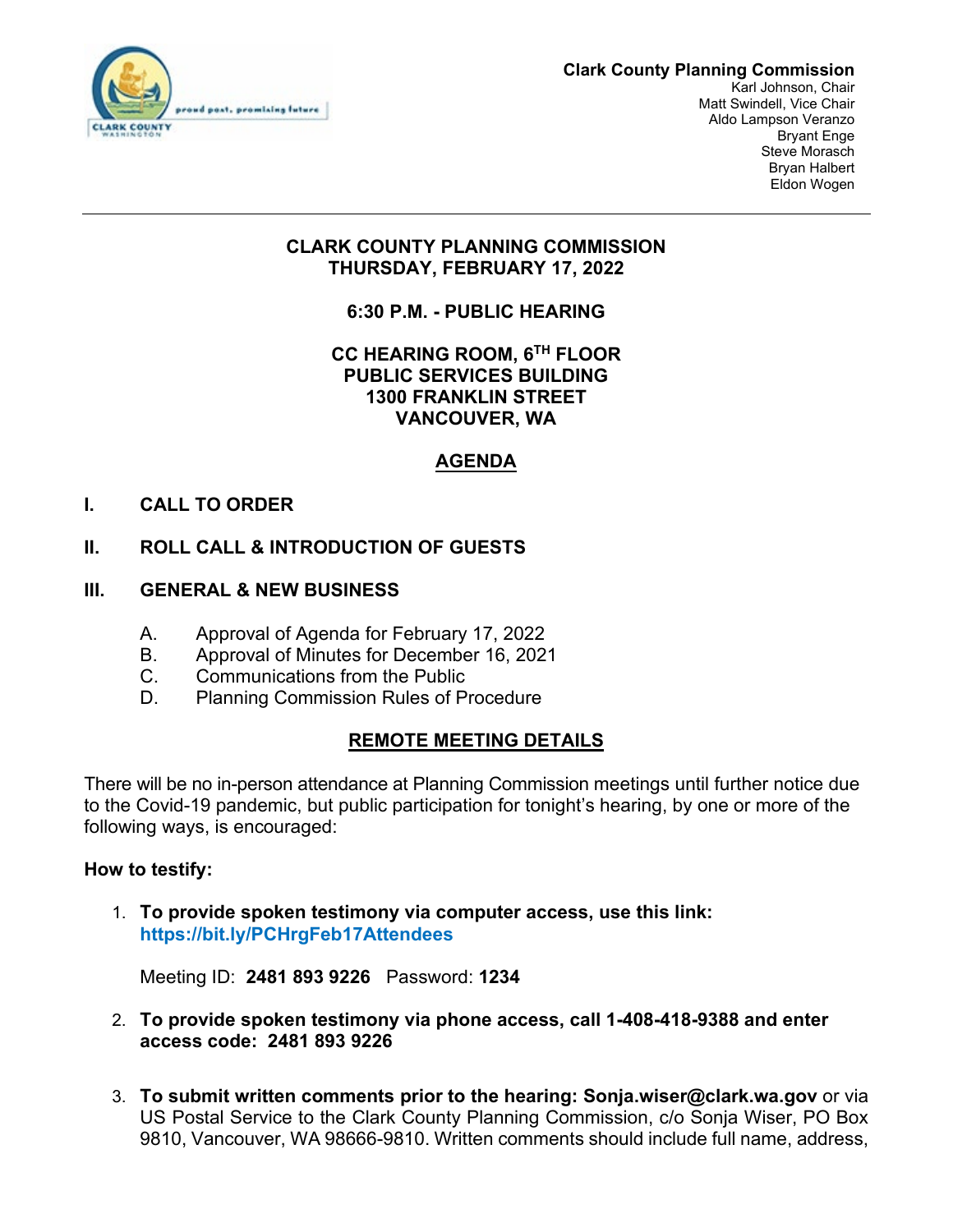**Clark County Planning Commission**
Karl Johnson, Chair
Matt Swindell, Vice Chair
Aldo Lampson Veranzo
Bryant Enge
Steve Morasch
Bryan Halbert
Eldon Wogen

---

# CLARK COUNTY PLANNING COMMISSION
# THURSDAY, FEBRUARY 17, 2022

## 6:30 P.M. - PUBLIC HEARING

## CC HEARING ROOM, 6TH FLOOR
## PUBLIC SERVICES BUILDING
## 1300 FRANKLIN STREET
## VANCOUVER, WA

## AGENDA

**I. CALL TO ORDER**

**II. ROLL CALL & INTRODUCTION OF GUESTS**

**III. GENERAL & NEW BUSINESS**

A. Approval of Agenda for February 17, 2022
B. Approval of Minutes for December 16, 2021
C. Communications from the Public
D. Planning Commission Rules of Procedure

## REMOTE MEETING DETAILS

There will be no in-person attendance at Planning Commission meetings until further notice due to the Covid-19 pandemic, but public participation for tonight's hearing, by one or more of the following ways, is encouraged:

**How to testify:**

1. **To provide spoken testimony via computer access, use this link:** **https://bit.ly/PCHrgFeb17Attendees**

   Meeting ID: **2481 893 9226** Password: **1234**

2. **To provide spoken testimony via phone access, call 1-408-418-9388 and enter access code: 2481 893 9226**

3. **To submit written comments prior to the hearing: Sonja.wiser@clark.wa.gov** or via US Postal Service to the Clark County Planning Commission, c/o Sonja Wiser, PO Box 9810, Vancouver, WA 98666-9810. Written comments should include full name, address,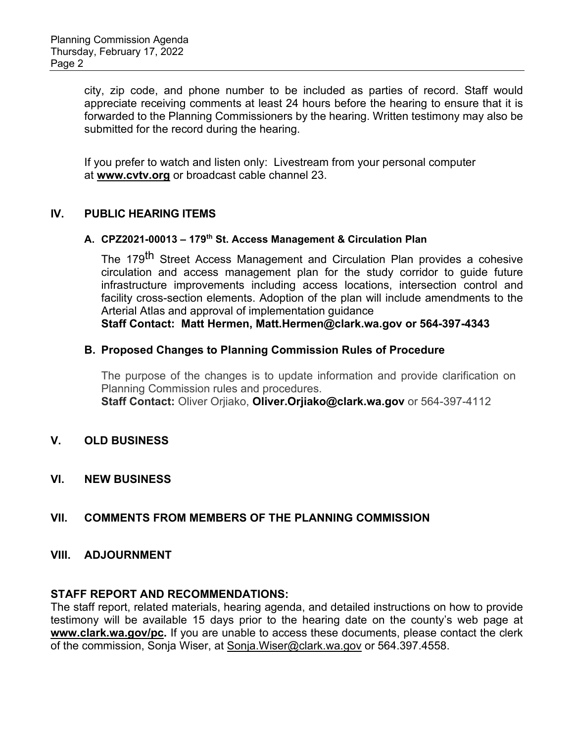city, zip code, and phone number to be included as parties of record. Staff would appreciate receiving comments at least 24 hours before the hearing to ensure that it is forwarded to the Planning Commissioners by the hearing. Written testimony may also be submitted for the record during the hearing.

If you prefer to watch and listen only: Livestream from your personal computer at **www.cvtv.org** or broadcast cable channel 23.

## IV. PUBLIC HEARING ITEMS

### A. CPZ2021-00013 – 179th St. Access Management & Circulation Plan

The 179th Street Access Management and Circulation Plan provides a cohesive circulation and access management plan for the study corridor to guide future infrastructure improvements including access locations, intersection control and facility cross-section elements. Adoption of the plan will include amendments to the Arterial Atlas and approval of implementation guidance
**Staff Contact: Matt Hermen, Matt.Hermen@clark.wa.gov or 564-397-4343**

### B. Proposed Changes to Planning Commission Rules of Procedure

The purpose of the changes is to update information and provide clarification on Planning Commission rules and procedures.
**Staff Contact:** Oliver Orjiako, **Oliver.Orjiako@clark.wa.gov** or 564-397-4112

## V. OLD BUSINESS

## VI. NEW BUSINESS

## VII. COMMENTS FROM MEMBERS OF THE PLANNING COMMISSION

## VIII. ADJOURNMENT

**STAFF REPORT AND RECOMMENDATIONS:**
The staff report, related materials, hearing agenda, and detailed instructions on how to provide testimony will be available 15 days prior to the hearing date on the county's web page at **www.clark.wa.gov/pc.** If you are unable to access these documents, please contact the clerk of the commission, Sonja Wiser, at Sonja.Wiser@clark.wa.gov or 564.397.4558.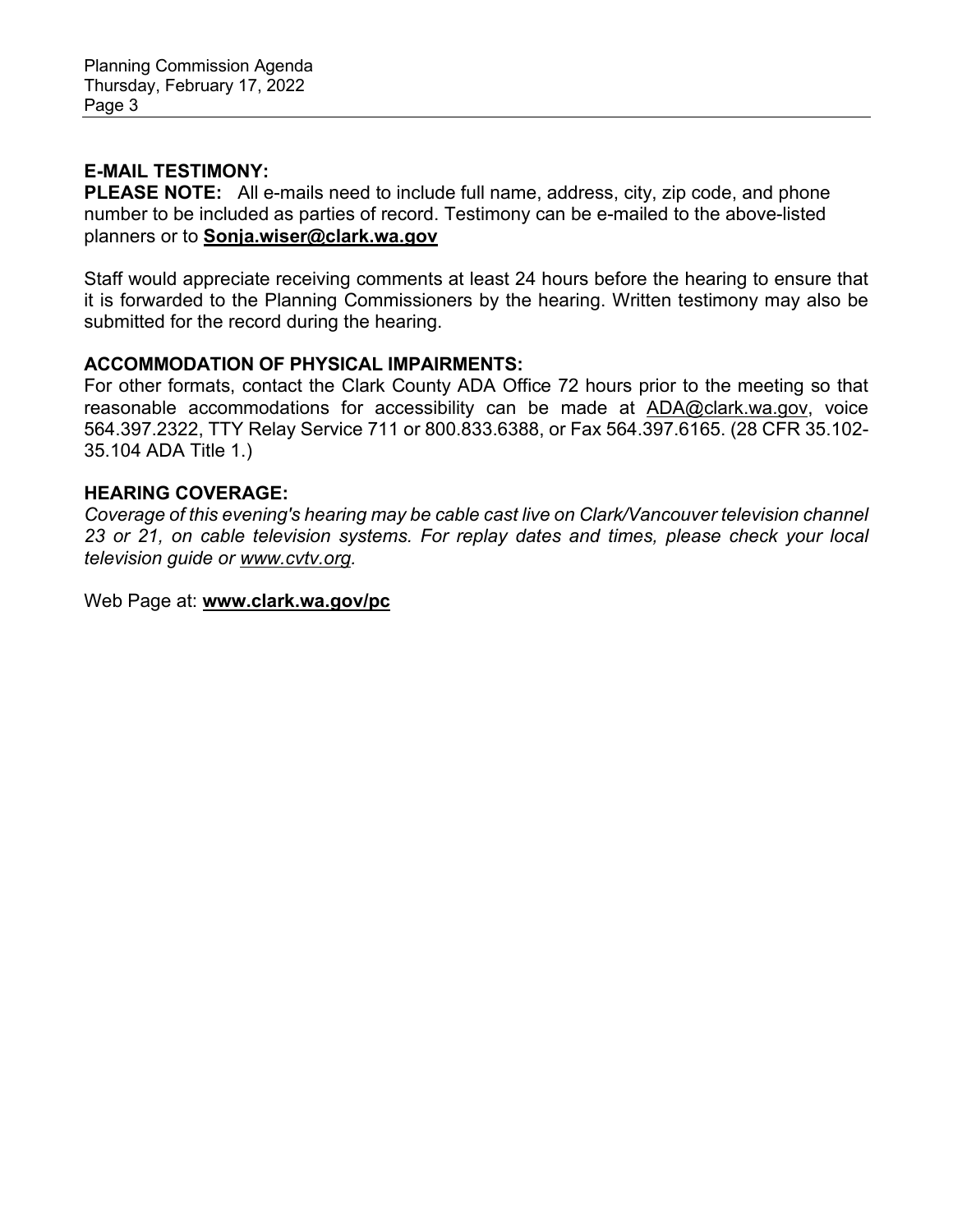**E-MAIL TESTIMONY:**
**PLEASE NOTE:** All e-mails need to include full name, address, city, zip code, and phone number to be included as parties of record. Testimony can be e-mailed to the above-listed planners or to **Sonja.wiser@clark.wa.gov**

Staff would appreciate receiving comments at least 24 hours before the hearing to ensure that it is forwarded to the Planning Commissioners by the hearing. Written testimony may also be submitted for the record during the hearing.

**ACCOMMODATION OF PHYSICAL IMPAIRMENTS:**
For other formats, contact the Clark County ADA Office 72 hours prior to the meeting so that reasonable accommodations for accessibility can be made at ADA@clark.wa.gov, voice 564.397.2322, TTY Relay Service 711 or 800.833.6388, or Fax 564.397.6165. (28 CFR 35.102-35.104 ADA Title 1.)

**HEARING COVERAGE:**
*Coverage of this evening's hearing may be cable cast live on Clark/Vancouver television channel 23 or 21, on cable television systems. For replay dates and times, please check your local television guide or www.cvtv.org.*

Web Page at: **www.clark.wa.gov/pc**